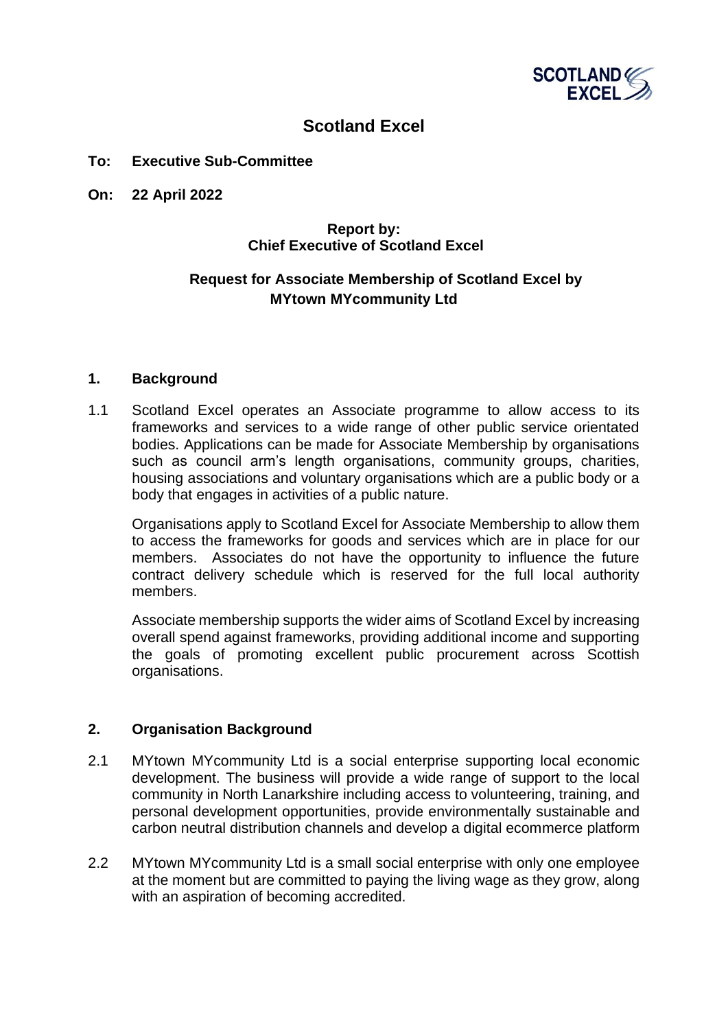# Scotland Excel

**To: Executive Sub-Committee**

**On: 22 April 2022**

**Report by:**
**Chief Executive of Scotland Excel**

**Request for Associate Membership of Scotland Excel by MYtown MYcommunity Ltd**

## 1. Background

1.1 Scotland Excel operates an Associate programme to allow access to its frameworks and services to a wide range of other public service orientated bodies. Applications can be made for Associate Membership by organisations such as council arm's length organisations, community groups, charities, housing associations and voluntary organisations which are a public body or a body that engages in activities of a public nature.

Organisations apply to Scotland Excel for Associate Membership to allow them to access the frameworks for goods and services which are in place for our members. Associates do not have the opportunity to influence the future contract delivery schedule which is reserved for the full local authority members.

Associate membership supports the wider aims of Scotland Excel by increasing overall spend against frameworks, providing additional income and supporting the goals of promoting excellent public procurement across Scottish organisations.

## 2. Organisation Background

2.1 MYtown MYcommunity Ltd is a social enterprise supporting local economic development. The business will provide a wide range of support to the local community in North Lanarkshire including access to volunteering, training, and personal development opportunities, provide environmentally sustainable and carbon neutral distribution channels and develop a digital ecommerce platform

2.2 MYtown MYcommunity Ltd is a small social enterprise with only one employee at the moment but are committed to paying the living wage as they grow, along with an aspiration of becoming accredited.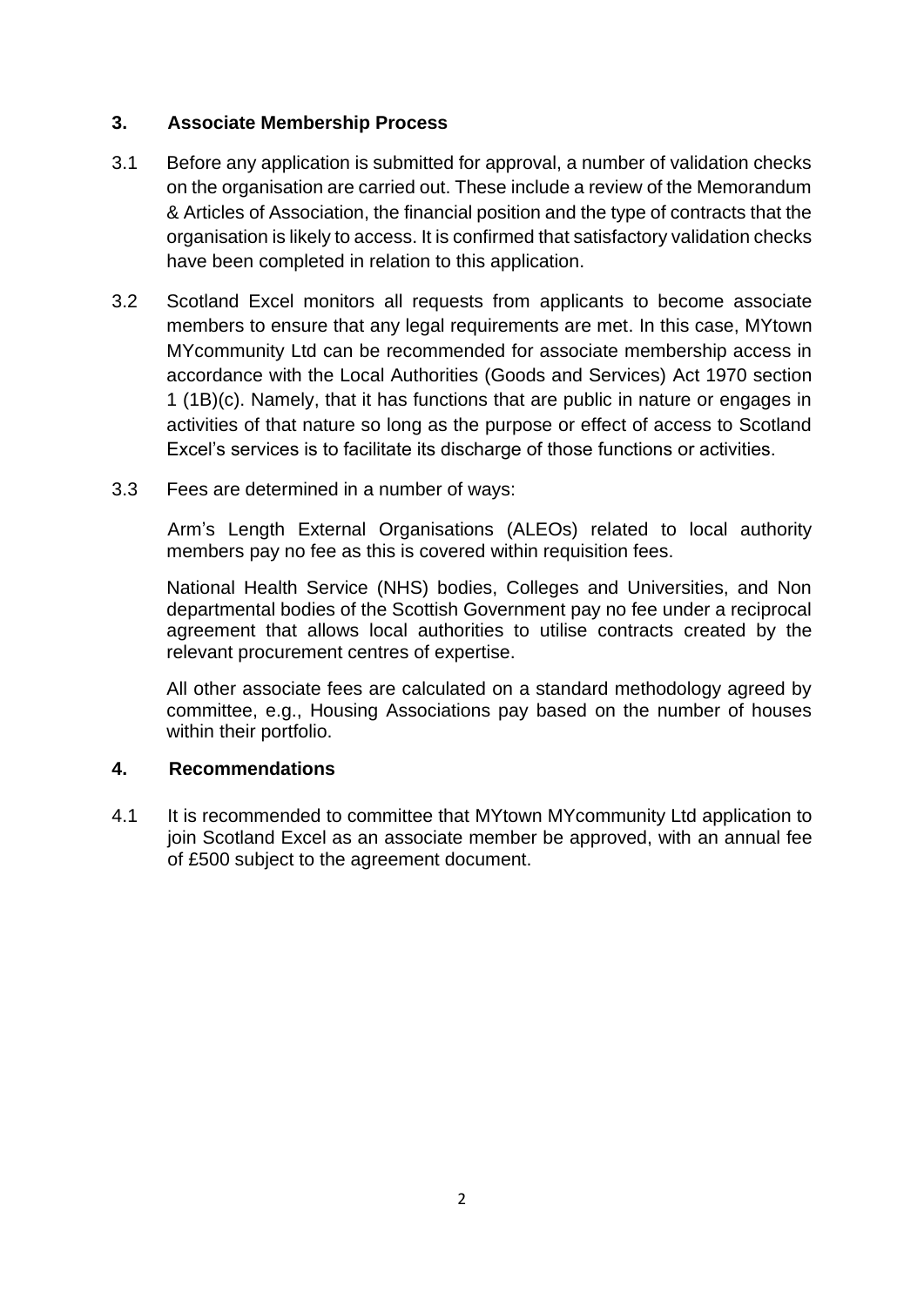## 3. Associate Membership Process

3.1 Before any application is submitted for approval, a number of validation checks on the organisation are carried out. These include a review of the Memorandum & Articles of Association, the financial position and the type of contracts that the organisation is likely to access. It is confirmed that satisfactory validation checks have been completed in relation to this application.

3.2 Scotland Excel monitors all requests from applicants to become associate members to ensure that any legal requirements are met. In this case, MYtown MYcommunity Ltd can be recommended for associate membership access in accordance with the Local Authorities (Goods and Services) Act 1970 section 1 (1B)(c). Namely, that it has functions that are public in nature or engages in activities of that nature so long as the purpose or effect of access to Scotland Excel's services is to facilitate its discharge of those functions or activities.

3.3 Fees are determined in a number of ways:

Arm's Length External Organisations (ALEOs) related to local authority members pay no fee as this is covered within requisition fees.

National Health Service (NHS) bodies, Colleges and Universities, and Non departmental bodies of the Scottish Government pay no fee under a reciprocal agreement that allows local authorities to utilise contracts created by the relevant procurement centres of expertise.

All other associate fees are calculated on a standard methodology agreed by committee, e.g., Housing Associations pay based on the number of houses within their portfolio.

## 4. Recommendations

4.1 It is recommended to committee that MYtown MYcommunity Ltd application to join Scotland Excel as an associate member be approved, with an annual fee of £500 subject to the agreement document.